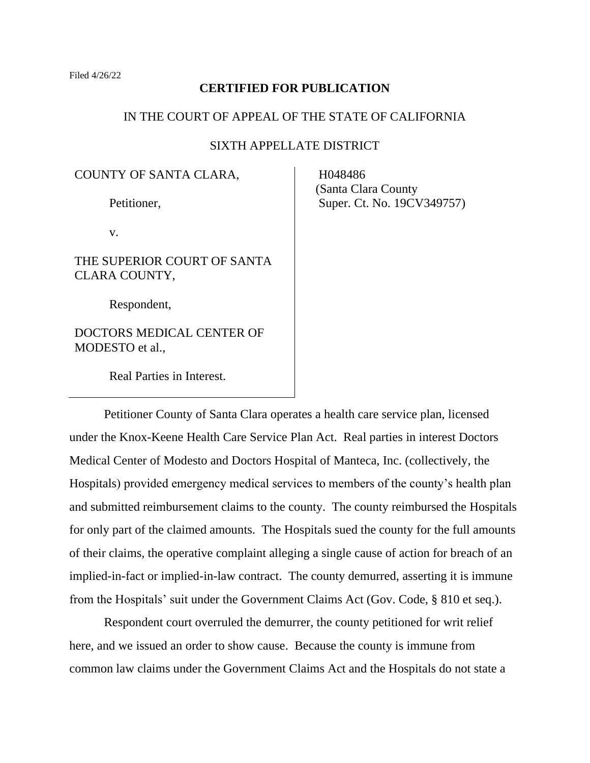Filed 4/26/22

**CERTIFIED FOR PUBLICATION**

IN THE COURT OF APPEAL OF THE STATE OF CALIFORNIA

SIXTH APPELLATE DISTRICT

| | |
|---|---|
| COUNTY OF SANTA CLARA,<br><br>Petitioner,<br><br>v.<br><br>THE SUPERIOR COURT OF SANTA CLARA COUNTY,<br><br>Respondent,<br><br>DOCTORS MEDICAL CENTER OF MODESTO et al.,<br><br>Real Parties in Interest. | H048486<br>(Santa Clara County<br>Super. Ct. No. 19CV349757) |

Petitioner County of Santa Clara operates a health care service plan, licensed under the Knox-Keene Health Care Service Plan Act. Real parties in interest Doctors Medical Center of Modesto and Doctors Hospital of Manteca, Inc. (collectively, the Hospitals) provided emergency medical services to members of the county's health plan and submitted reimbursement claims to the county. The county reimbursed the Hospitals for only part of the claimed amounts. The Hospitals sued the county for the full amounts of their claims, the operative complaint alleging a single cause of action for breach of an implied-in-fact or implied-in-law contract. The county demurred, asserting it is immune from the Hospitals' suit under the Government Claims Act (Gov. Code, § 810 et seq.).

Respondent court overruled the demurrer, the county petitioned for writ relief here, and we issued an order to show cause. Because the county is immune from common law claims under the Government Claims Act and the Hospitals do not state a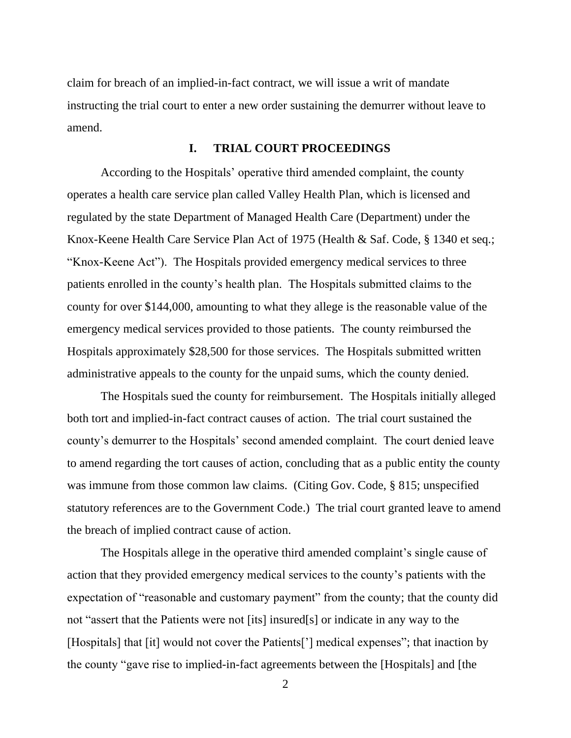claim for breach of an implied-in-fact contract, we will issue a writ of mandate instructing the trial court to enter a new order sustaining the demurrer without leave to amend.

## I. TRIAL COURT PROCEEDINGS

According to the Hospitals' operative third amended complaint, the county operates a health care service plan called Valley Health Plan, which is licensed and regulated by the state Department of Managed Health Care (Department) under the Knox-Keene Health Care Service Plan Act of 1975 (Health & Saf. Code, § 1340 et seq.; "Knox-Keene Act"). The Hospitals provided emergency medical services to three patients enrolled in the county's health plan. The Hospitals submitted claims to the county for over $144,000, amounting to what they allege is the reasonable value of the emergency medical services provided to those patients. The county reimbursed the Hospitals approximately $28,500 for those services. The Hospitals submitted written administrative appeals to the county for the unpaid sums, which the county denied.

The Hospitals sued the county for reimbursement. The Hospitals initially alleged both tort and implied-in-fact contract causes of action. The trial court sustained the county's demurrer to the Hospitals' second amended complaint. The court denied leave to amend regarding the tort causes of action, concluding that as a public entity the county was immune from those common law claims. (Citing Gov. Code, § 815; unspecified statutory references are to the Government Code.) The trial court granted leave to amend the breach of implied contract cause of action.

The Hospitals allege in the operative third amended complaint's single cause of action that they provided emergency medical services to the county's patients with the expectation of "reasonable and customary payment" from the county; that the county did not "assert that the Patients were not [its] insured[s] or indicate in any way to the [Hospitals] that [it] would not cover the Patients['] medical expenses"; that inaction by the county "gave rise to implied-in-fact agreements between the [Hospitals] and [the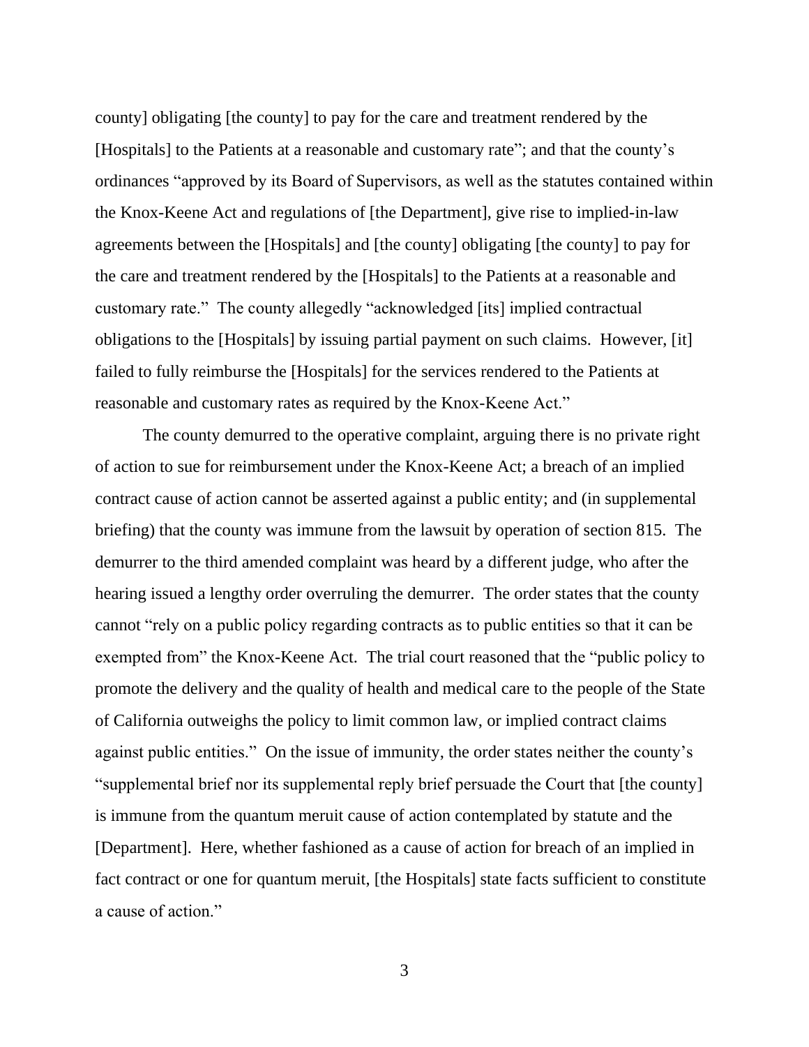county] obligating [the county] to pay for the care and treatment rendered by the [Hospitals] to the Patients at a reasonable and customary rate"; and that the county's ordinances "approved by its Board of Supervisors, as well as the statutes contained within the Knox-Keene Act and regulations of [the Department], give rise to implied-in-law agreements between the [Hospitals] and [the county] obligating [the county] to pay for the care and treatment rendered by the [Hospitals] to the Patients at a reasonable and customary rate." The county allegedly "acknowledged [its] implied contractual obligations to the [Hospitals] by issuing partial payment on such claims. However, [it] failed to fully reimburse the [Hospitals] for the services rendered to the Patients at reasonable and customary rates as required by the Knox-Keene Act."

The county demurred to the operative complaint, arguing there is no private right of action to sue for reimbursement under the Knox-Keene Act; a breach of an implied contract cause of action cannot be asserted against a public entity; and (in supplemental briefing) that the county was immune from the lawsuit by operation of section 815. The demurrer to the third amended complaint was heard by a different judge, who after the hearing issued a lengthy order overruling the demurrer. The order states that the county cannot "rely on a public policy regarding contracts as to public entities so that it can be exempted from" the Knox-Keene Act. The trial court reasoned that the "public policy to promote the delivery and the quality of health and medical care to the people of the State of California outweighs the policy to limit common law, or implied contract claims against public entities." On the issue of immunity, the order states neither the county's "supplemental brief nor its supplemental reply brief persuade the Court that [the county] is immune from the quantum meruit cause of action contemplated by statute and the [Department]. Here, whether fashioned as a cause of action for breach of an implied in fact contract or one for quantum meruit, [the Hospitals] state facts sufficient to constitute a cause of action."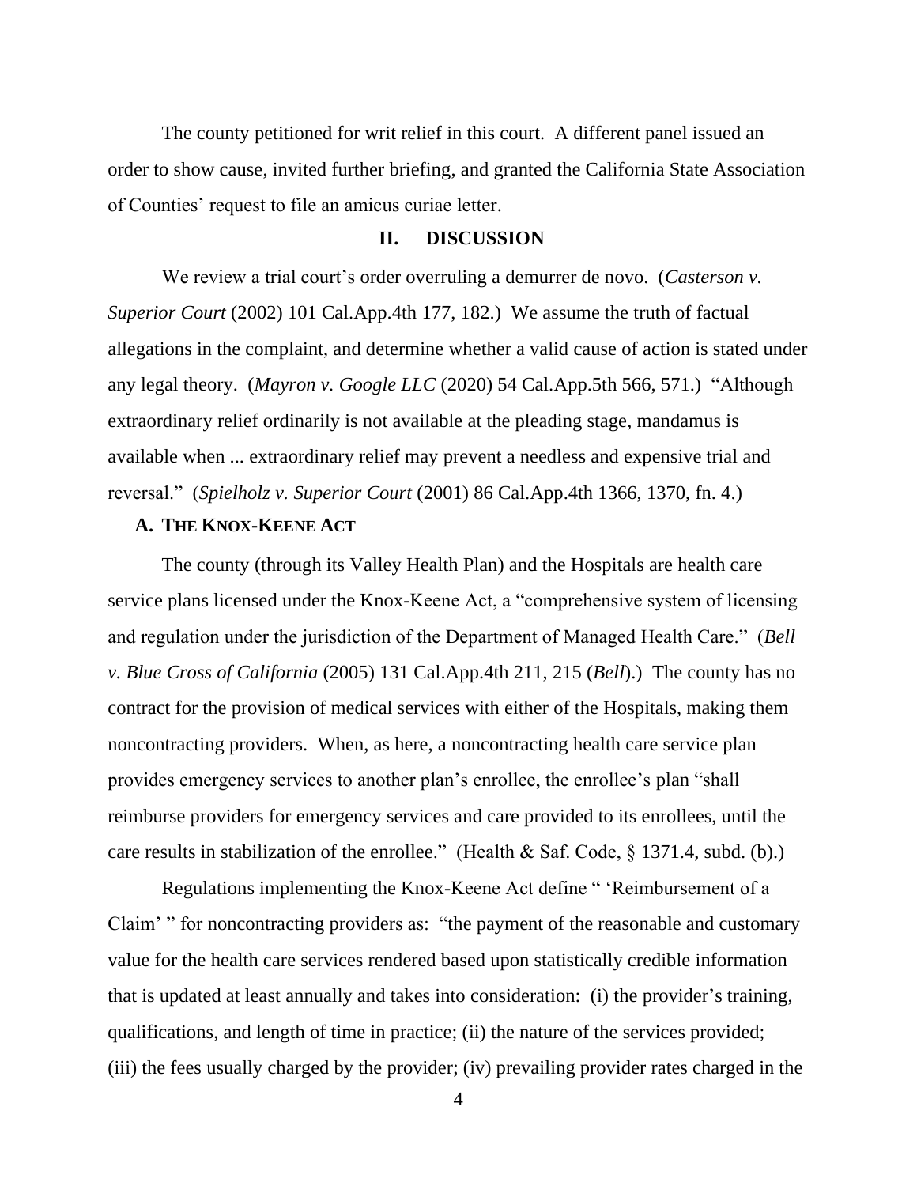The county petitioned for writ relief in this court. A different panel issued an order to show cause, invited further briefing, and granted the California State Association of Counties' request to file an amicus curiae letter.

## II. DISCUSSION

We review a trial court's order overruling a demurrer de novo. (*Casterson v. Superior Court* (2002) 101 Cal.App.4th 177, 182.) We assume the truth of factual allegations in the complaint, and determine whether a valid cause of action is stated under any legal theory. (*Mayron v. Google LLC* (2020) 54 Cal.App.5th 566, 571.) "Although extraordinary relief ordinarily is not available at the pleading stage, mandamus is available when ... extraordinary relief may prevent a needless and expensive trial and reversal." (*Spielholz v. Superior Court* (2001) 86 Cal.App.4th 1366, 1370, fn. 4.)

### A. THE KNOX-KEENE ACT

The county (through its Valley Health Plan) and the Hospitals are health care service plans licensed under the Knox-Keene Act, a "comprehensive system of licensing and regulation under the jurisdiction of the Department of Managed Health Care." (*Bell v. Blue Cross of California* (2005) 131 Cal.App.4th 211, 215 (*Bell*).) The county has no contract for the provision of medical services with either of the Hospitals, making them noncontracting providers. When, as here, a noncontracting health care service plan provides emergency services to another plan's enrollee, the enrollee's plan "shall reimburse providers for emergency services and care provided to its enrollees, until the care results in stabilization of the enrollee." (Health & Saf. Code, § 1371.4, subd. (b).)

Regulations implementing the Knox-Keene Act define " 'Reimbursement of a Claim' " for noncontracting providers as: "the payment of the reasonable and customary value for the health care services rendered based upon statistically credible information that is updated at least annually and takes into consideration: (i) the provider's training, qualifications, and length of time in practice; (ii) the nature of the services provided; (iii) the fees usually charged by the provider; (iv) prevailing provider rates charged in the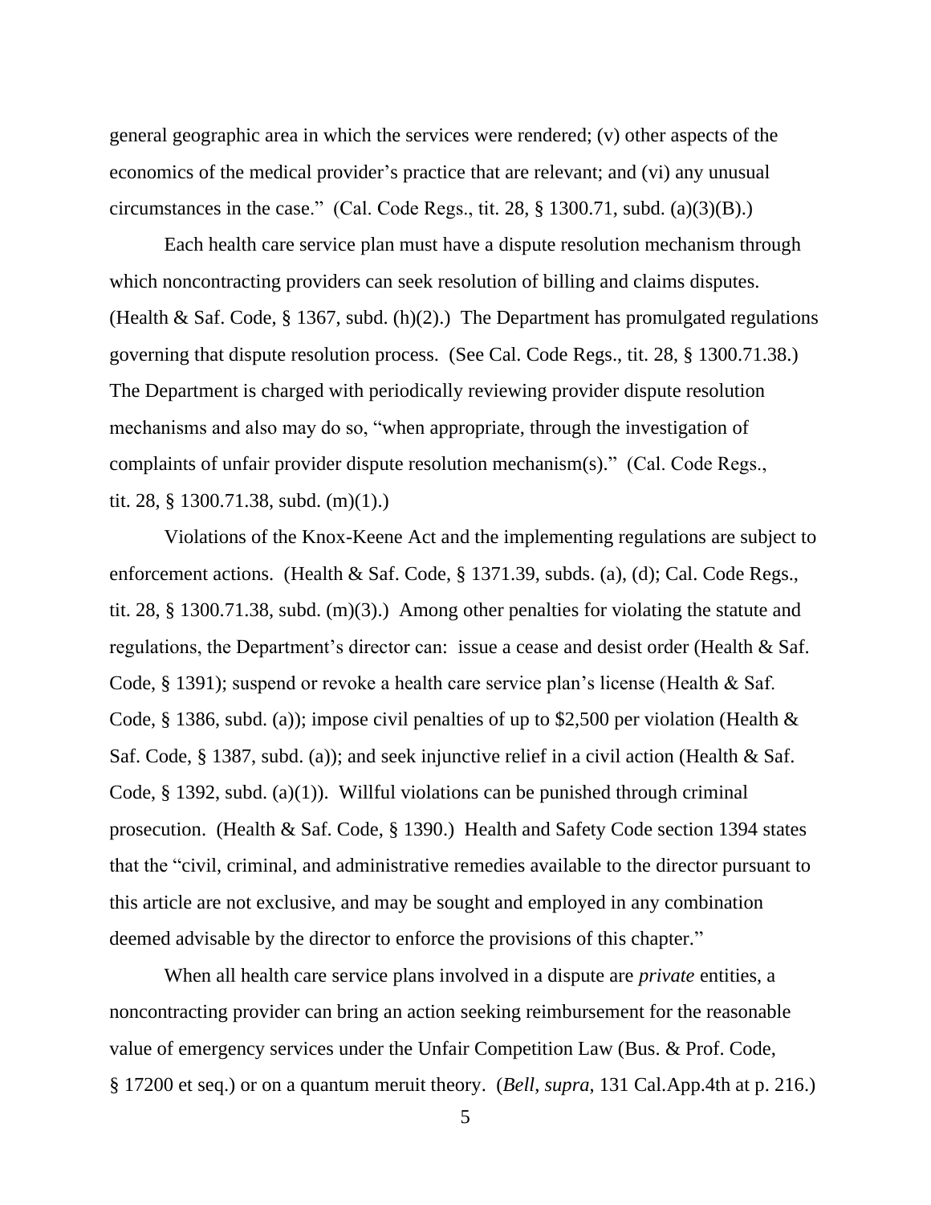general geographic area in which the services were rendered; (v) other aspects of the economics of the medical provider's practice that are relevant; and (vi) any unusual circumstances in the case." (Cal. Code Regs., tit. 28, § 1300.71, subd. (a)(3)(B).)

Each health care service plan must have a dispute resolution mechanism through which noncontracting providers can seek resolution of billing and claims disputes. (Health & Saf. Code, § 1367, subd. (h)(2).) The Department has promulgated regulations governing that dispute resolution process. (See Cal. Code Regs., tit. 28, § 1300.71.38.) The Department is charged with periodically reviewing provider dispute resolution mechanisms and also may do so, "when appropriate, through the investigation of complaints of unfair provider dispute resolution mechanism(s)." (Cal. Code Regs., tit. 28, § 1300.71.38, subd. (m)(1).)

Violations of the Knox-Keene Act and the implementing regulations are subject to enforcement actions. (Health & Saf. Code, § 1371.39, subds. (a), (d); Cal. Code Regs., tit. 28, § 1300.71.38, subd. (m)(3).) Among other penalties for violating the statute and regulations, the Department's director can: issue a cease and desist order (Health & Saf. Code, § 1391); suspend or revoke a health care service plan's license (Health & Saf. Code, § 1386, subd. (a)); impose civil penalties of up to $2,500 per violation (Health & Saf. Code, § 1387, subd. (a)); and seek injunctive relief in a civil action (Health & Saf. Code, § 1392, subd. (a)(1)). Willful violations can be punished through criminal prosecution. (Health & Saf. Code, § 1390.) Health and Safety Code section 1394 states that the "civil, criminal, and administrative remedies available to the director pursuant to this article are not exclusive, and may be sought and employed in any combination deemed advisable by the director to enforce the provisions of this chapter."

When all health care service plans involved in a dispute are *private* entities, a noncontracting provider can bring an action seeking reimbursement for the reasonable value of emergency services under the Unfair Competition Law (Bus. & Prof. Code, § 17200 et seq.) or on a quantum meruit theory. (*Bell, supra,* 131 Cal.App.4th at p. 216.)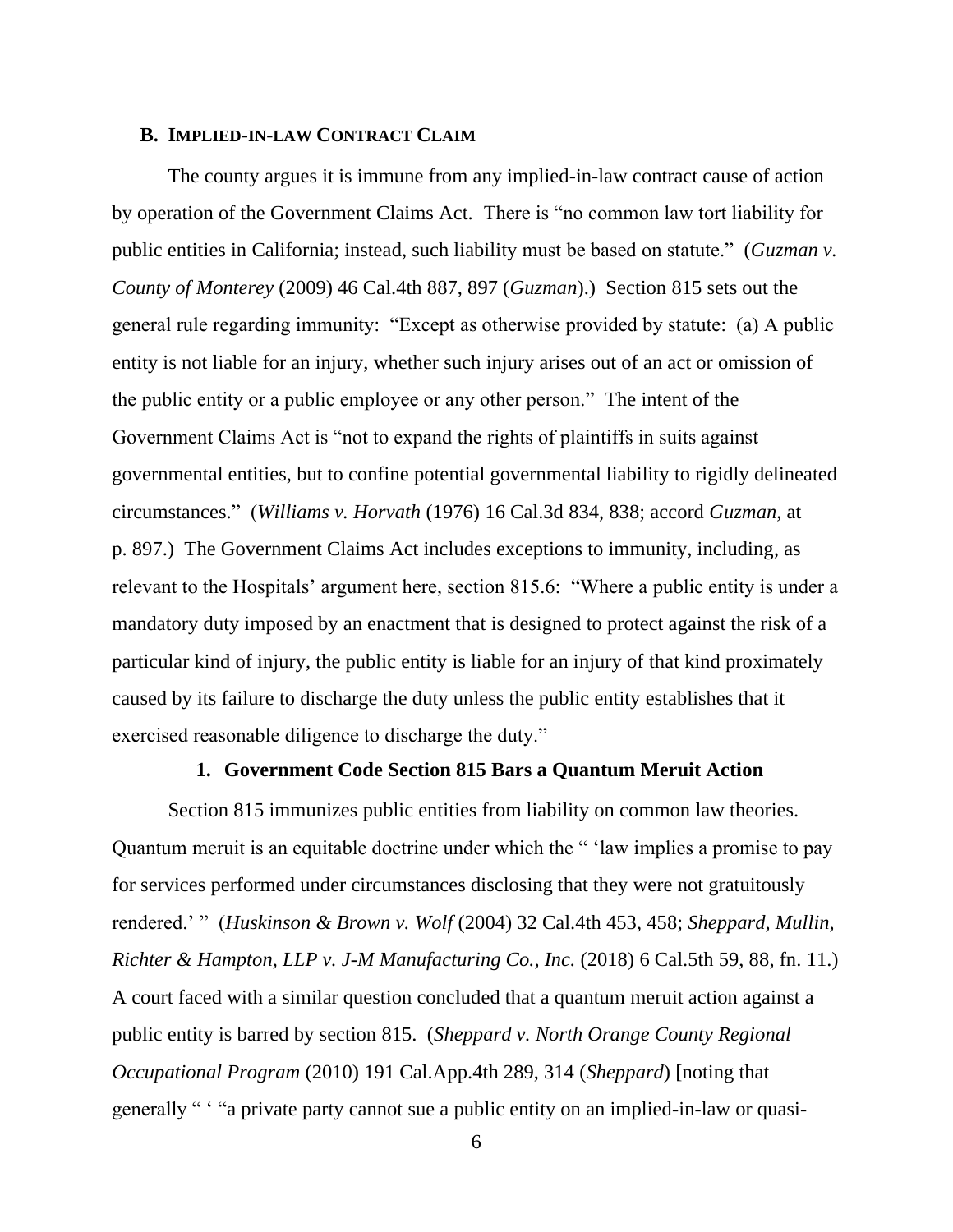### B. IMPLIED-IN-LAW CONTRACT CLAIM

The county argues it is immune from any implied-in-law contract cause of action by operation of the Government Claims Act. There is "no common law tort liability for public entities in California; instead, such liability must be based on statute." (*Guzman v. County of Monterey* (2009) 46 Cal.4th 887, 897 (*Guzman*).) Section 815 sets out the general rule regarding immunity: "Except as otherwise provided by statute: (a) A public entity is not liable for an injury, whether such injury arises out of an act or omission of the public entity or a public employee or any other person." The intent of the Government Claims Act is "not to expand the rights of plaintiffs in suits against governmental entities, but to confine potential governmental liability to rigidly delineated circumstances." (*Williams v. Horvath* (1976) 16 Cal.3d 834, 838; accord *Guzman*, at p. 897.) The Government Claims Act includes exceptions to immunity, including, as relevant to the Hospitals' argument here, section 815.6: "Where a public entity is under a mandatory duty imposed by an enactment that is designed to protect against the risk of a particular kind of injury, the public entity is liable for an injury of that kind proximately caused by its failure to discharge the duty unless the public entity establishes that it exercised reasonable diligence to discharge the duty."

#### 1. Government Code Section 815 Bars a Quantum Meruit Action

Section 815 immunizes public entities from liability on common law theories. Quantum meruit is an equitable doctrine under which the " 'law implies a promise to pay for services performed under circumstances disclosing that they were not gratuitously rendered.' " (*Huskinson & Brown v. Wolf* (2004) 32 Cal.4th 453, 458; *Sheppard, Mullin, Richter & Hampton, LLP v. J-M Manufacturing Co., Inc.* (2018) 6 Cal.5th 59, 88, fn. 11.) A court faced with a similar question concluded that a quantum meruit action against a public entity is barred by section 815. (*Sheppard v. North Orange County Regional Occupational Program* (2010) 191 Cal.App.4th 289, 314 (*Sheppard*) [noting that generally " ' "a private party cannot sue a public entity on an implied-in-law or quasi-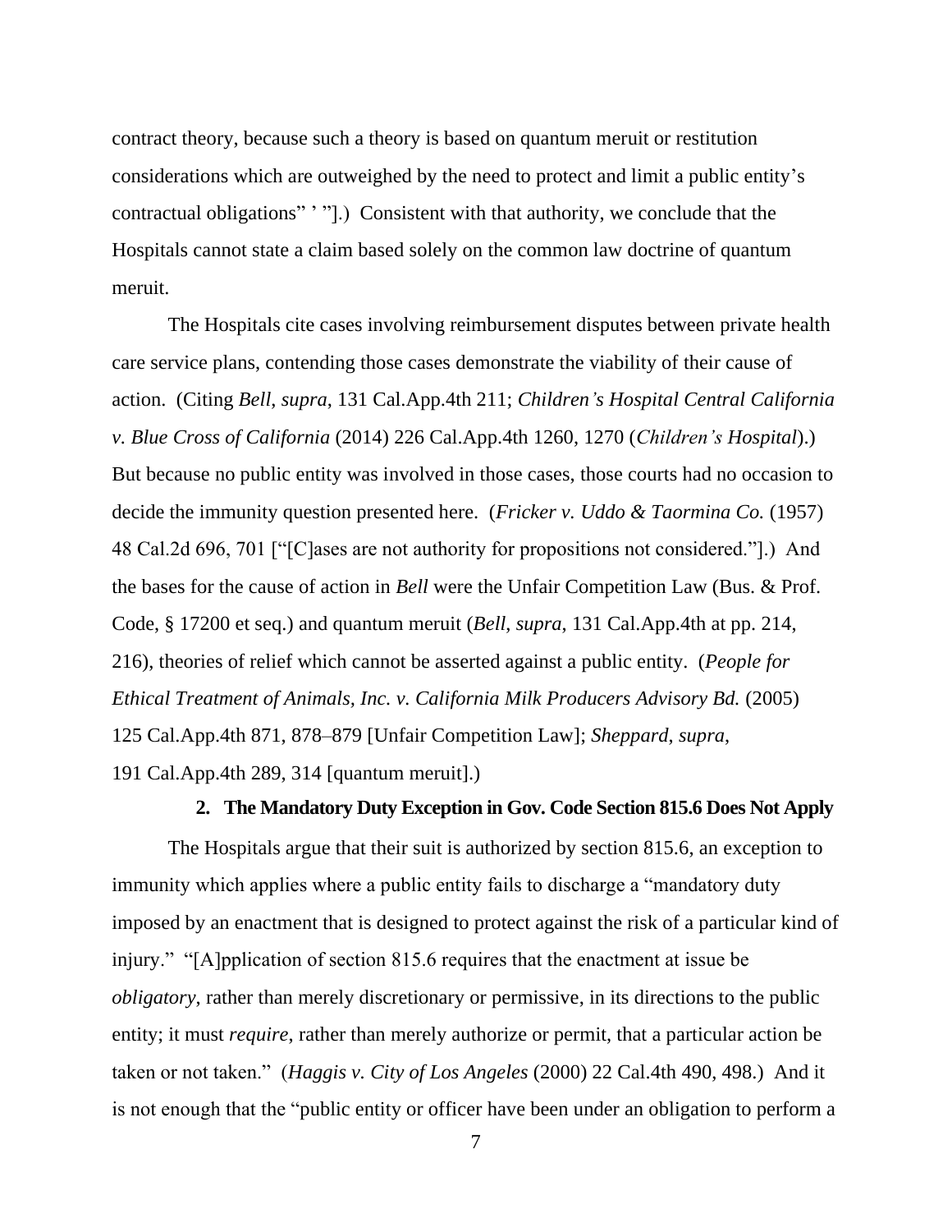contract theory, because such a theory is based on quantum meruit or restitution considerations which are outweighed by the need to protect and limit a public entity's contractual obligations" ' "].) Consistent with that authority, we conclude that the Hospitals cannot state a claim based solely on the common law doctrine of quantum meruit.

The Hospitals cite cases involving reimbursement disputes between private health care service plans, contending those cases demonstrate the viability of their cause of action. (Citing *Bell*, *supra*, 131 Cal.App.4th 211; *Children's Hospital Central California v. Blue Cross of California* (2014) 226 Cal.App.4th 1260, 1270 (*Children's Hospital*).) But because no public entity was involved in those cases, those courts had no occasion to decide the immunity question presented here. (*Fricker v. Uddo & Taormina Co.* (1957) 48 Cal.2d 696, 701 ["[C]ases are not authority for propositions not considered."].) And the bases for the cause of action in *Bell* were the Unfair Competition Law (Bus. & Prof. Code, § 17200 et seq.) and quantum meruit (*Bell*, *supra*, 131 Cal.App.4th at pp. 214, 216), theories of relief which cannot be asserted against a public entity. (*People for Ethical Treatment of Animals, Inc. v. California Milk Producers Advisory Bd.* (2005) 125 Cal.App.4th 871, 878–879 [Unfair Competition Law]; *Sheppard*, *supra*, 191 Cal.App.4th 289, 314 [quantum meruit].)

### 2. The Mandatory Duty Exception in Gov. Code Section 815.6 Does Not Apply

The Hospitals argue that their suit is authorized by section 815.6, an exception to immunity which applies where a public entity fails to discharge a "mandatory duty imposed by an enactment that is designed to protect against the risk of a particular kind of injury." "[A]pplication of section 815.6 requires that the enactment at issue be *obligatory*, rather than merely discretionary or permissive, in its directions to the public entity; it must *require*, rather than merely authorize or permit, that a particular action be taken or not taken." (*Haggis v. City of Los Angeles* (2000) 22 Cal.4th 490, 498.) And it is not enough that the "public entity or officer have been under an obligation to perform a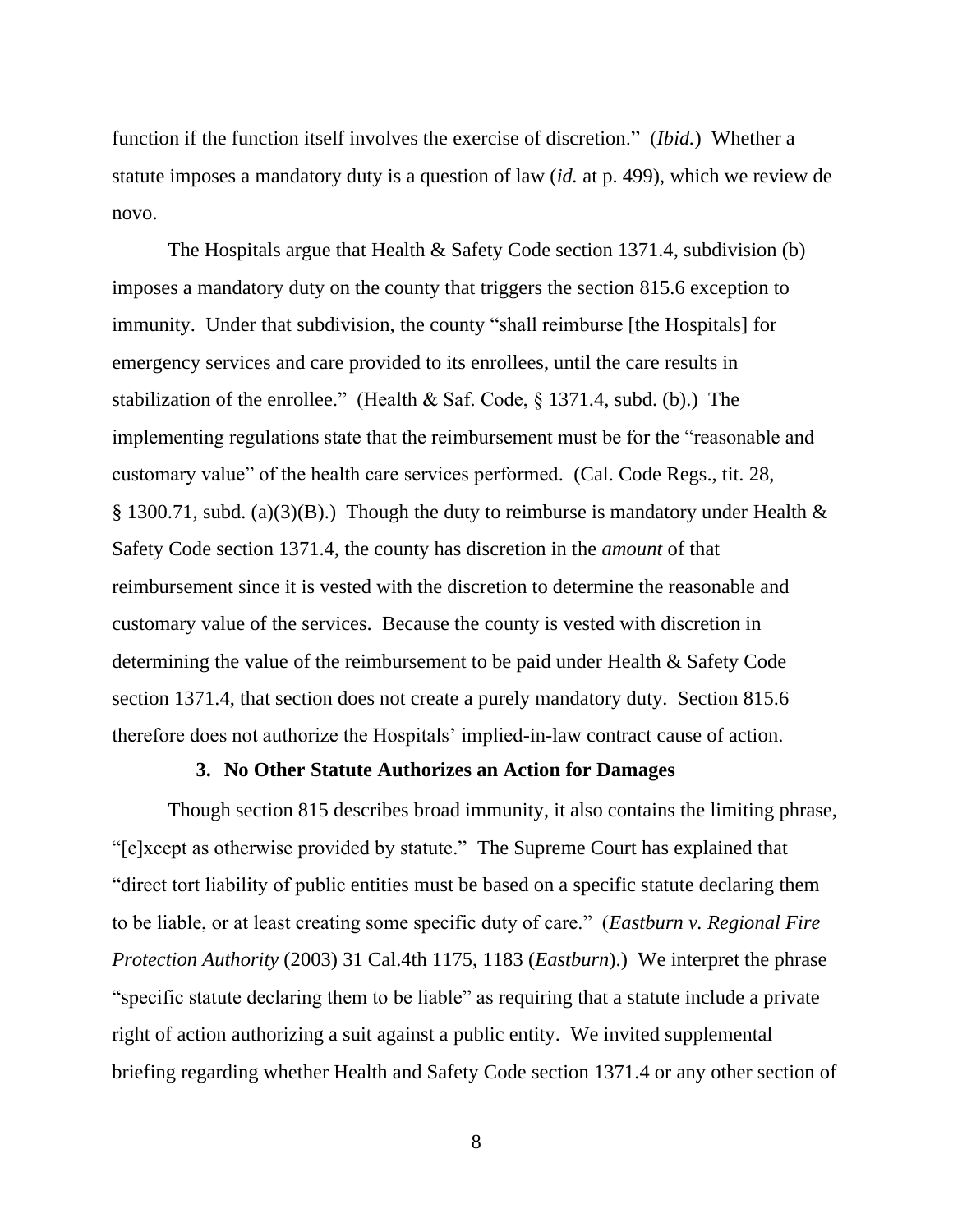function if the function itself involves the exercise of discretion." (*Ibid.*) Whether a statute imposes a mandatory duty is a question of law (*id.* at p. 499), which we review de novo.

The Hospitals argue that Health & Safety Code section 1371.4, subdivision (b) imposes a mandatory duty on the county that triggers the section 815.6 exception to immunity. Under that subdivision, the county "shall reimburse [the Hospitals] for emergency services and care provided to its enrollees, until the care results in stabilization of the enrollee." (Health & Saf. Code, § 1371.4, subd. (b).) The implementing regulations state that the reimbursement must be for the "reasonable and customary value" of the health care services performed. (Cal. Code Regs., tit. 28, § 1300.71, subd. (a)(3)(B).) Though the duty to reimburse is mandatory under Health & Safety Code section 1371.4, the county has discretion in the *amount* of that reimbursement since it is vested with the discretion to determine the reasonable and customary value of the services. Because the county is vested with discretion in determining the value of the reimbursement to be paid under Health & Safety Code section 1371.4, that section does not create a purely mandatory duty. Section 815.6 therefore does not authorize the Hospitals' implied-in-law contract cause of action.

### 3. No Other Statute Authorizes an Action for Damages

Though section 815 describes broad immunity, it also contains the limiting phrase, "[e]xcept as otherwise provided by statute." The Supreme Court has explained that "direct tort liability of public entities must be based on a specific statute declaring them to be liable, or at least creating some specific duty of care." (*Eastburn v. Regional Fire Protection Authority* (2003) 31 Cal.4th 1175, 1183 (*Eastburn*).) We interpret the phrase "specific statute declaring them to be liable" as requiring that a statute include a private right of action authorizing a suit against a public entity. We invited supplemental briefing regarding whether Health and Safety Code section 1371.4 or any other section of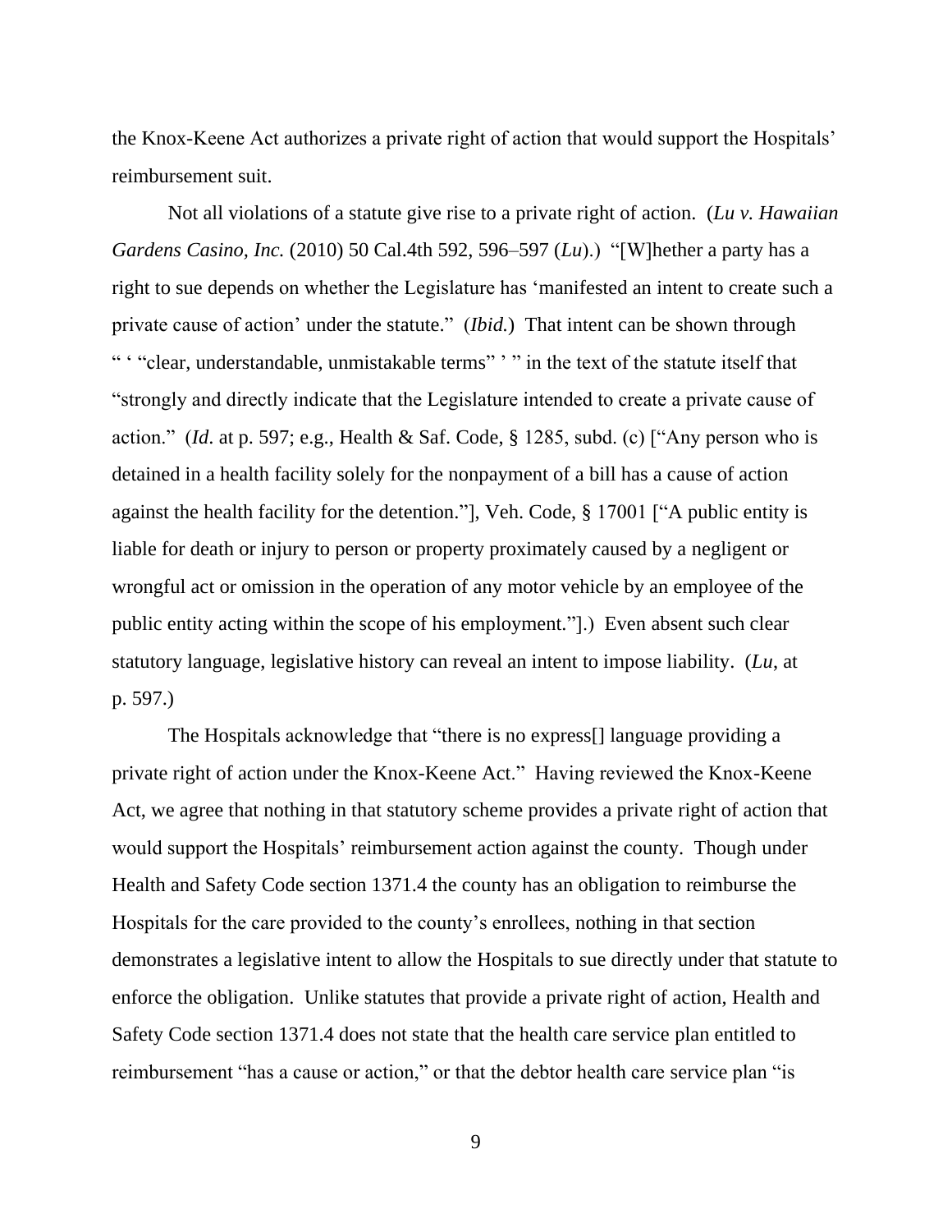the Knox-Keene Act authorizes a private right of action that would support the Hospitals' reimbursement suit.

Not all violations of a statute give rise to a private right of action. (*Lu v. Hawaiian Gardens Casino, Inc.* (2010) 50 Cal.4th 592, 596–597 (*Lu*).) "[W]hether a party has a right to sue depends on whether the Legislature has 'manifested an intent to create such a private cause of action' under the statute." (*Ibid.*) That intent can be shown through " ' "clear, understandable, unmistakable terms" ' " in the text of the statute itself that "strongly and directly indicate that the Legislature intended to create a private cause of action." (*Id.* at p. 597; e.g., Health & Saf. Code, § 1285, subd. (c) ["Any person who is detained in a health facility solely for the nonpayment of a bill has a cause of action against the health facility for the detention."], Veh. Code, § 17001 ["A public entity is liable for death or injury to person or property proximately caused by a negligent or wrongful act or omission in the operation of any motor vehicle by an employee of the public entity acting within the scope of his employment."].) Even absent such clear statutory language, legislative history can reveal an intent to impose liability. (*Lu*, at p. 597.)

The Hospitals acknowledge that "there is no express[] language providing a private right of action under the Knox-Keene Act." Having reviewed the Knox-Keene Act, we agree that nothing in that statutory scheme provides a private right of action that would support the Hospitals' reimbursement action against the county. Though under Health and Safety Code section 1371.4 the county has an obligation to reimburse the Hospitals for the care provided to the county's enrollees, nothing in that section demonstrates a legislative intent to allow the Hospitals to sue directly under that statute to enforce the obligation. Unlike statutes that provide a private right of action, Health and Safety Code section 1371.4 does not state that the health care service plan entitled to reimbursement "has a cause or action," or that the debtor health care service plan "is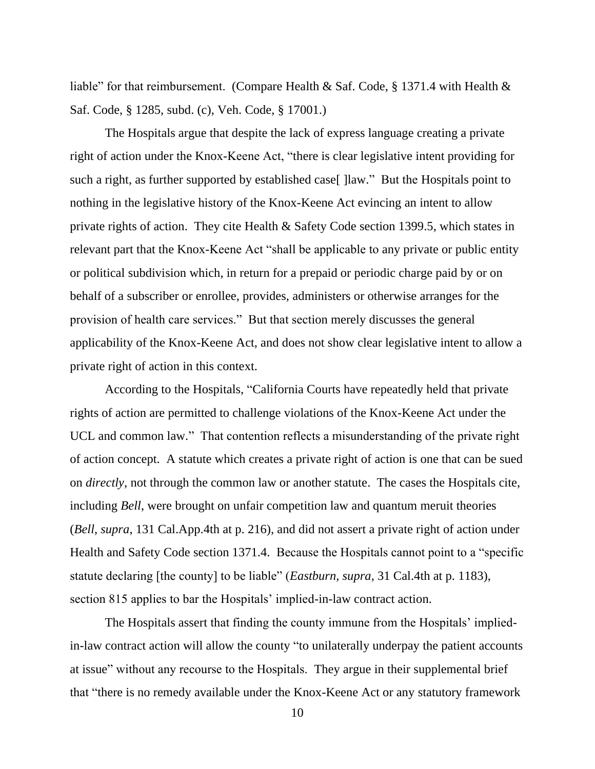liable" for that reimbursement. (Compare Health & Saf. Code, § 1371.4 with Health & Saf. Code, § 1285, subd. (c), Veh. Code, § 17001.)

The Hospitals argue that despite the lack of express language creating a private right of action under the Knox-Keene Act, "there is clear legislative intent providing for such a right, as further supported by established case[ ]law." But the Hospitals point to nothing in the legislative history of the Knox-Keene Act evincing an intent to allow private rights of action. They cite Health & Safety Code section 1399.5, which states in relevant part that the Knox-Keene Act "shall be applicable to any private or public entity or political subdivision which, in return for a prepaid or periodic charge paid by or on behalf of a subscriber or enrollee, provides, administers or otherwise arranges for the provision of health care services." But that section merely discusses the general applicability of the Knox-Keene Act, and does not show clear legislative intent to allow a private right of action in this context.

According to the Hospitals, "California Courts have repeatedly held that private rights of action are permitted to challenge violations of the Knox-Keene Act under the UCL and common law." That contention reflects a misunderstanding of the private right of action concept. A statute which creates a private right of action is one that can be sued on *directly*, not through the common law or another statute. The cases the Hospitals cite, including *Bell*, were brought on unfair competition law and quantum meruit theories (*Bell*, *supra*, 131 Cal.App.4th at p. 216), and did not assert a private right of action under Health and Safety Code section 1371.4. Because the Hospitals cannot point to a "specific statute declaring [the county] to be liable" (*Eastburn*, *supra*, 31 Cal.4th at p. 1183), section 815 applies to bar the Hospitals' implied-in-law contract action.

The Hospitals assert that finding the county immune from the Hospitals' implied-in-law contract action will allow the county "to unilaterally underpay the patient accounts at issue" without any recourse to the Hospitals. They argue in their supplemental brief that "there is no remedy available under the Knox-Keene Act or any statutory framework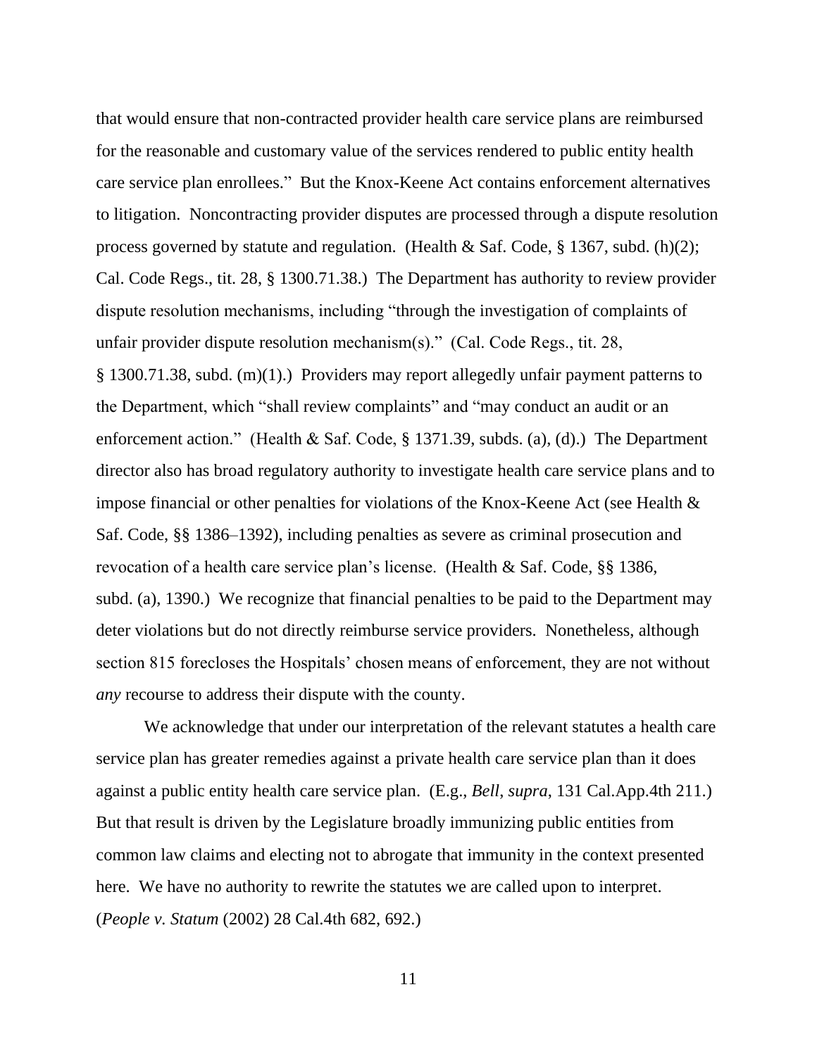that would ensure that non-contracted provider health care service plans are reimbursed for the reasonable and customary value of the services rendered to public entity health care service plan enrollees." But the Knox-Keene Act contains enforcement alternatives to litigation. Noncontracting provider disputes are processed through a dispute resolution process governed by statute and regulation. (Health & Saf. Code, § 1367, subd. (h)(2); Cal. Code Regs., tit. 28, § 1300.71.38.) The Department has authority to review provider dispute resolution mechanisms, including "through the investigation of complaints of unfair provider dispute resolution mechanism(s)." (Cal. Code Regs., tit. 28, § 1300.71.38, subd. (m)(1).) Providers may report allegedly unfair payment patterns to the Department, which "shall review complaints" and "may conduct an audit or an enforcement action." (Health & Saf. Code, § 1371.39, subds. (a), (d).) The Department director also has broad regulatory authority to investigate health care service plans and to impose financial or other penalties for violations of the Knox-Keene Act (see Health & Saf. Code, §§ 1386–1392), including penalties as severe as criminal prosecution and revocation of a health care service plan's license. (Health & Saf. Code, §§ 1386, subd. (a), 1390.) We recognize that financial penalties to be paid to the Department may deter violations but do not directly reimburse service providers. Nonetheless, although section 815 forecloses the Hospitals' chosen means of enforcement, they are not without *any* recourse to address their dispute with the county.

We acknowledge that under our interpretation of the relevant statutes a health care service plan has greater remedies against a private health care service plan than it does against a public entity health care service plan. (E.g., *Bell*, *supra*, 131 Cal.App.4th 211.) But that result is driven by the Legislature broadly immunizing public entities from common law claims and electing not to abrogate that immunity in the context presented here. We have no authority to rewrite the statutes we are called upon to interpret. (*People v. Statum* (2002) 28 Cal.4th 682, 692.)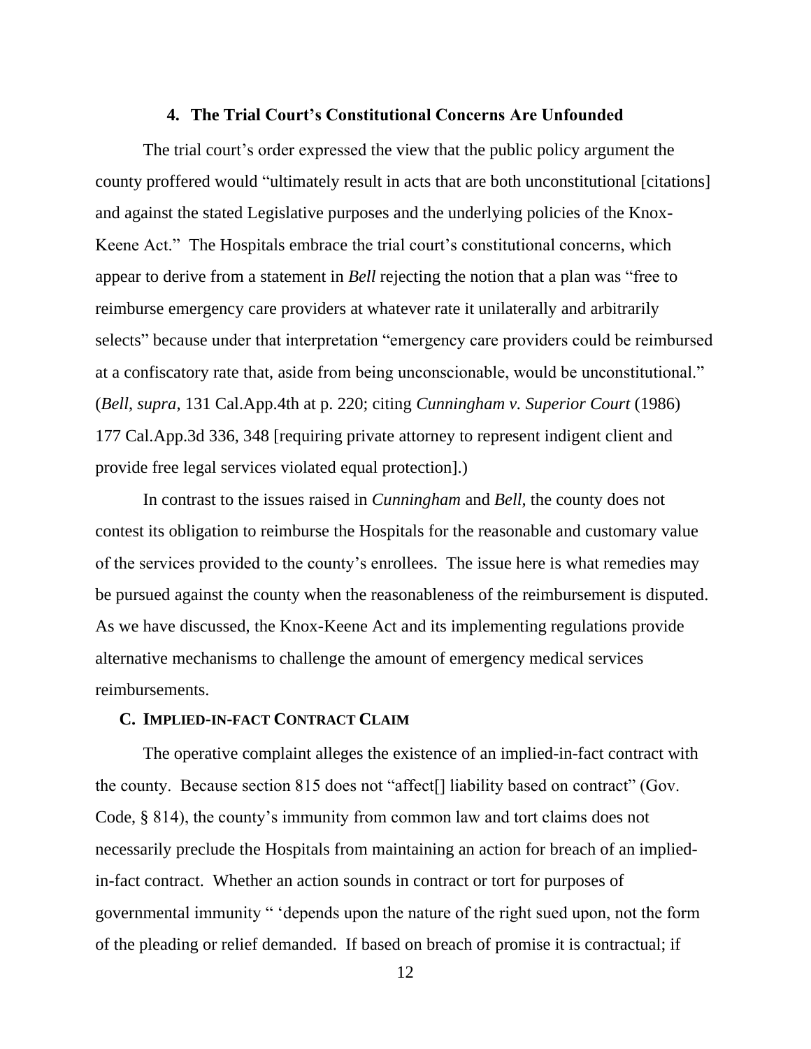### 4. The Trial Court's Constitutional Concerns Are Unfounded

The trial court's order expressed the view that the public policy argument the county proffered would "ultimately result in acts that are both unconstitutional [citations] and against the stated Legislative purposes and the underlying policies of the Knox-Keene Act." The Hospitals embrace the trial court's constitutional concerns, which appear to derive from a statement in *Bell* rejecting the notion that a plan was "free to reimburse emergency care providers at whatever rate it unilaterally and arbitrarily selects" because under that interpretation "emergency care providers could be reimbursed at a confiscatory rate that, aside from being unconscionable, would be unconstitutional." (*Bell*, *supra*, 131 Cal.App.4th at p. 220; citing *Cunningham v. Superior Court* (1986) 177 Cal.App.3d 336, 348 [requiring private attorney to represent indigent client and provide free legal services violated equal protection].)

In contrast to the issues raised in *Cunningham* and *Bell*, the county does not contest its obligation to reimburse the Hospitals for the reasonable and customary value of the services provided to the county's enrollees. The issue here is what remedies may be pursued against the county when the reasonableness of the reimbursement is disputed. As we have discussed, the Knox-Keene Act and its implementing regulations provide alternative mechanisms to challenge the amount of emergency medical services reimbursements.

## C. Implied-in-fact Contract Claim

The operative complaint alleges the existence of an implied-in-fact contract with the county. Because section 815 does not "affect[] liability based on contract" (Gov. Code, § 814), the county's immunity from common law and tort claims does not necessarily preclude the Hospitals from maintaining an action for breach of an implied-in-fact contract. Whether an action sounds in contract or tort for purposes of governmental immunity " 'depends upon the nature of the right sued upon, not the form of the pleading or relief demanded. If based on breach of promise it is contractual; if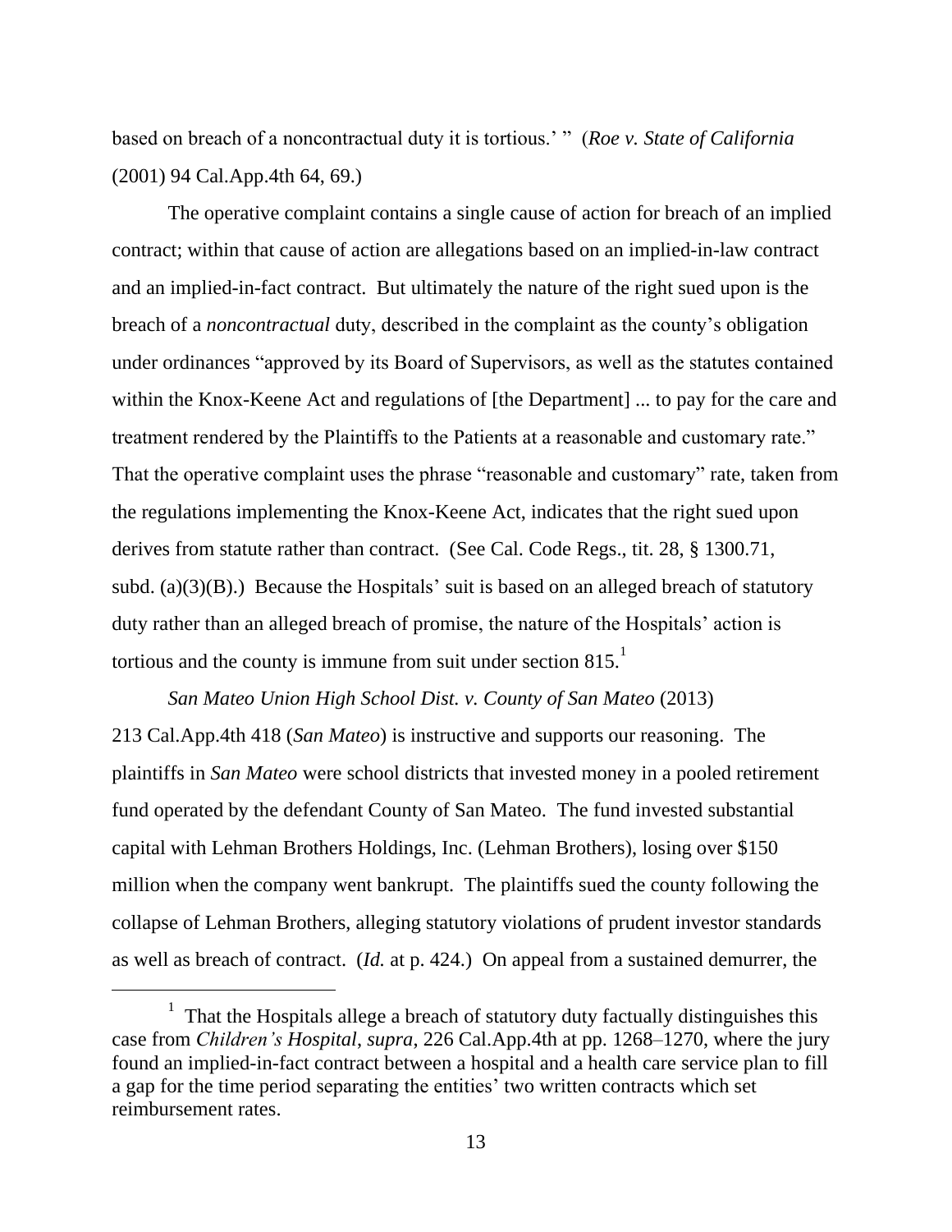based on breach of a noncontractual duty it is tortious.' " (*Roe v. State of California* (2001) 94 Cal.App.4th 64, 69.)

The operative complaint contains a single cause of action for breach of an implied contract; within that cause of action are allegations based on an implied-in-law contract and an implied-in-fact contract. But ultimately the nature of the right sued upon is the breach of a *noncontractual* duty, described in the complaint as the county's obligation under ordinances "approved by its Board of Supervisors, as well as the statutes contained within the Knox-Keene Act and regulations of [the Department] ... to pay for the care and treatment rendered by the Plaintiffs to the Patients at a reasonable and customary rate." That the operative complaint uses the phrase "reasonable and customary" rate, taken from the regulations implementing the Knox-Keene Act, indicates that the right sued upon derives from statute rather than contract. (See Cal. Code Regs., tit. 28, § 1300.71, subd. (a)(3)(B).) Because the Hospitals' suit is based on an alleged breach of statutory duty rather than an alleged breach of promise, the nature of the Hospitals' action is tortious and the county is immune from suit under section 815.[1]

*San Mateo Union High School Dist. v. County of San Mateo* (2013) 213 Cal.App.4th 418 (*San Mateo*) is instructive and supports our reasoning. The plaintiffs in *San Mateo* were school districts that invested money in a pooled retirement fund operated by the defendant County of San Mateo. The fund invested substantial capital with Lehman Brothers Holdings, Inc. (Lehman Brothers), losing over $150 million when the company went bankrupt. The plaintiffs sued the county following the collapse of Lehman Brothers, alleging statutory violations of prudent investor standards as well as breach of contract. (*Id.* at p. 424.) On appeal from a sustained demurrer, the

[1] That the Hospitals allege a breach of statutory duty factually distinguishes this case from *Children's Hospital*, *supra*, 226 Cal.App.4th at pp. 1268–1270, where the jury found an implied-in-fact contract between a hospital and a health care service plan to fill a gap for the time period separating the entities' two written contracts which set reimbursement rates.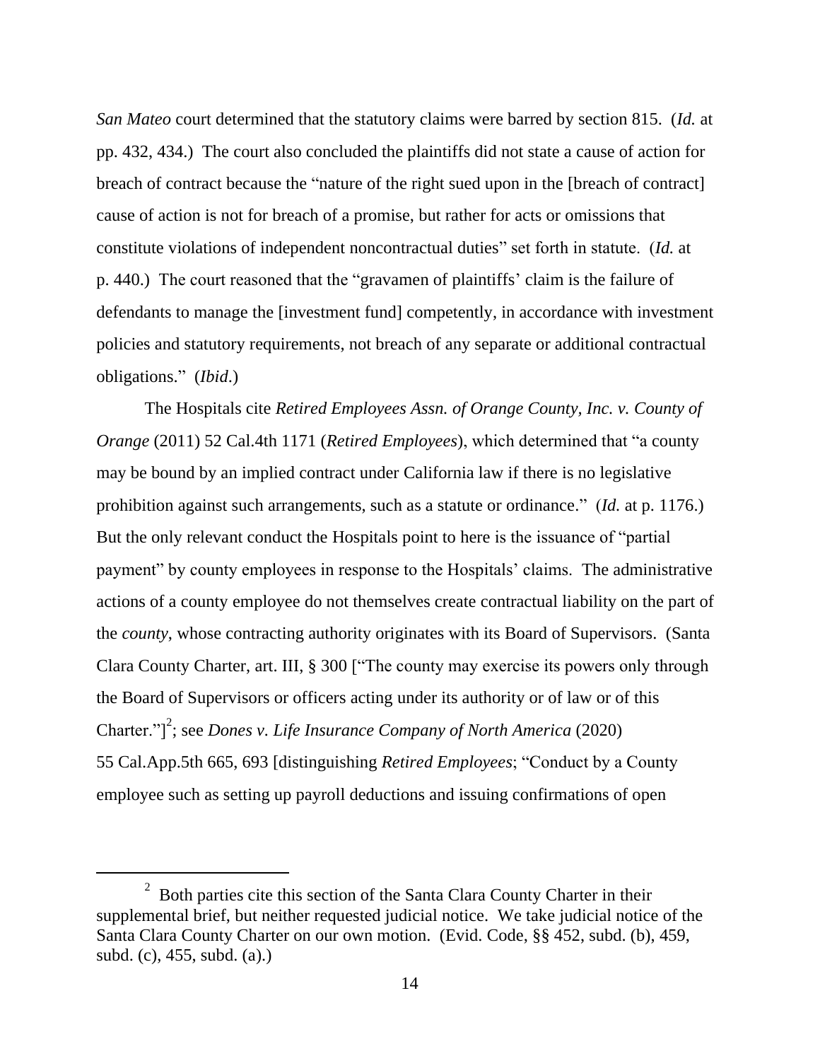*San Mateo* court determined that the statutory claims were barred by section 815. (*Id.* at pp. 432, 434.) The court also concluded the plaintiffs did not state a cause of action for breach of contract because the "nature of the right sued upon in the [breach of contract] cause of action is not for breach of a promise, but rather for acts or omissions that constitute violations of independent noncontractual duties" set forth in statute. (*Id.* at p. 440.) The court reasoned that the "gravamen of plaintiffs' claim is the failure of defendants to manage the [investment fund] competently, in accordance with investment policies and statutory requirements, not breach of any separate or additional contractual obligations." (*Ibid.*)

The Hospitals cite *Retired Employees Assn. of Orange County, Inc. v. County of Orange* (2011) 52 Cal.4th 1171 (*Retired Employees*), which determined that "a county may be bound by an implied contract under California law if there is no legislative prohibition against such arrangements, such as a statute or ordinance." (*Id.* at p. 1176.) But the only relevant conduct the Hospitals point to here is the issuance of "partial payment" by county employees in response to the Hospitals' claims. The administrative actions of a county employee do not themselves create contractual liability on the part of the *county*, whose contracting authority originates with its Board of Supervisors. (Santa Clara County Charter, art. III, § 300 ["The county may exercise its powers only through the Board of Supervisors or officers acting under its authority or of law or of this Charter."][2]; see *Dones v. Life Insurance Company of North America* (2020) 55 Cal.App.5th 665, 693 [distinguishing *Retired Employees*; "Conduct by a County employee such as setting up payroll deductions and issuing confirmations of open

---

[2] Both parties cite this section of the Santa Clara County Charter in their supplemental brief, but neither requested judicial notice. We take judicial notice of the Santa Clara County Charter on our own motion. (Evid. Code, §§ 452, subd. (b), 459, subd. (c), 455, subd. (a).)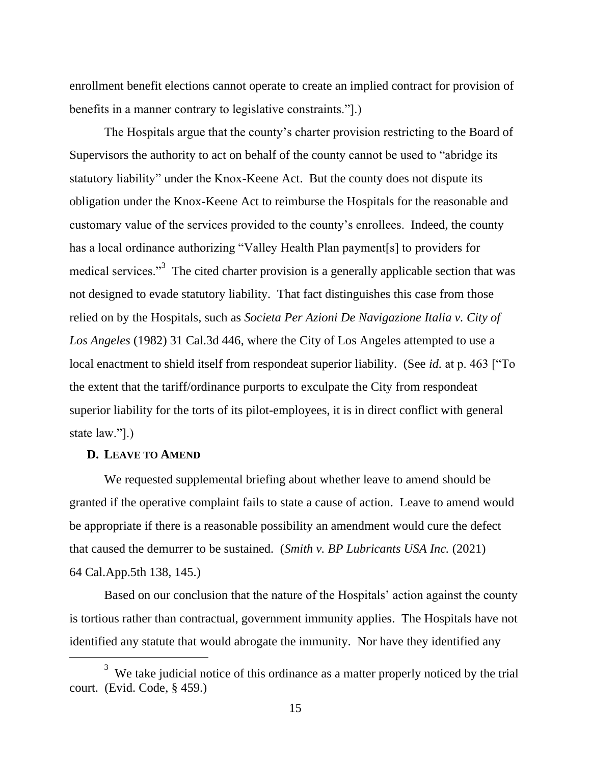enrollment benefit elections cannot operate to create an implied contract for provision of benefits in a manner contrary to legislative constraints."].)

The Hospitals argue that the county's charter provision restricting to the Board of Supervisors the authority to act on behalf of the county cannot be used to "abridge its statutory liability" under the Knox-Keene Act. But the county does not dispute its obligation under the Knox-Keene Act to reimburse the Hospitals for the reasonable and customary value of the services provided to the county's enrollees. Indeed, the county has a local ordinance authorizing "Valley Health Plan payment[s] to providers for medical services."[3] The cited charter provision is a generally applicable section that was not designed to evade statutory liability. That fact distinguishes this case from those relied on by the Hospitals, such as *Societa Per Azioni De Navigazione Italia v. City of Los Angeles* (1982) 31 Cal.3d 446, where the City of Los Angeles attempted to use a local enactment to shield itself from respondeat superior liability. (See *id.* at p. 463 ["To the extent that the tariff/ordinance purports to exculpate the City from respondeat superior liability for the torts of its pilot-employees, it is in direct conflict with general state law."].)

### D. LEAVE TO AMEND

We requested supplemental briefing about whether leave to amend should be granted if the operative complaint fails to state a cause of action. Leave to amend would be appropriate if there is a reasonable possibility an amendment would cure the defect that caused the demurrer to be sustained. (*Smith v. BP Lubricants USA Inc.* (2021) 64 Cal.App.5th 138, 145.)

Based on our conclusion that the nature of the Hospitals' action against the county is tortious rather than contractual, government immunity applies. The Hospitals have not identified any statute that would abrogate the immunity. Nor have they identified any

[3] We take judicial notice of this ordinance as a matter properly noticed by the trial court. (Evid. Code, § 459.)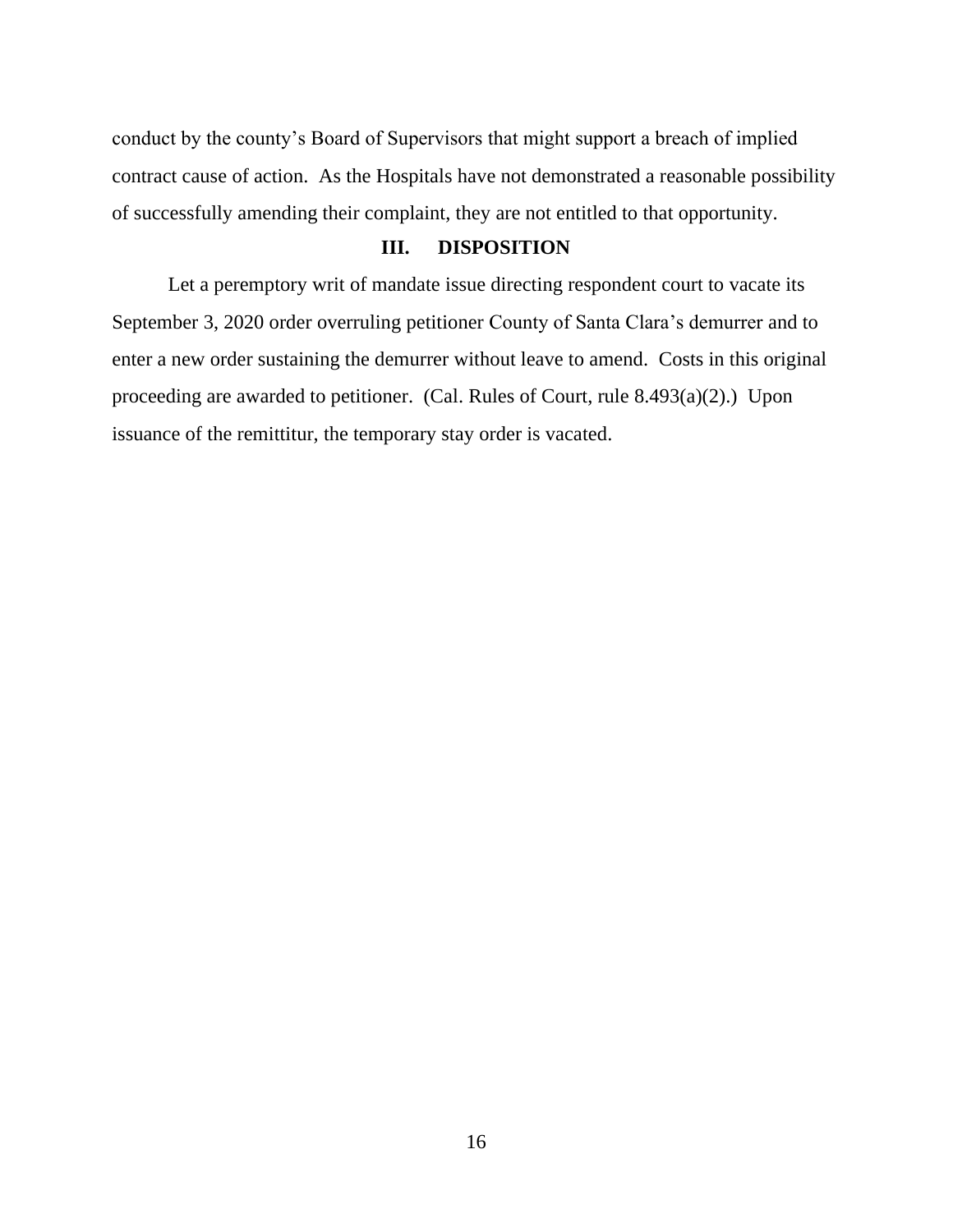conduct by the county's Board of Supervisors that might support a breach of implied contract cause of action. As the Hospitals have not demonstrated a reasonable possibility of successfully amending their complaint, they are not entitled to that opportunity.

## III. DISPOSITION

Let a peremptory writ of mandate issue directing respondent court to vacate its September 3, 2020 order overruling petitioner County of Santa Clara's demurrer and to enter a new order sustaining the demurrer without leave to amend. Costs in this original proceeding are awarded to petitioner. (Cal. Rules of Court, rule 8.493(a)(2).) Upon issuance of the remittitur, the temporary stay order is vacated.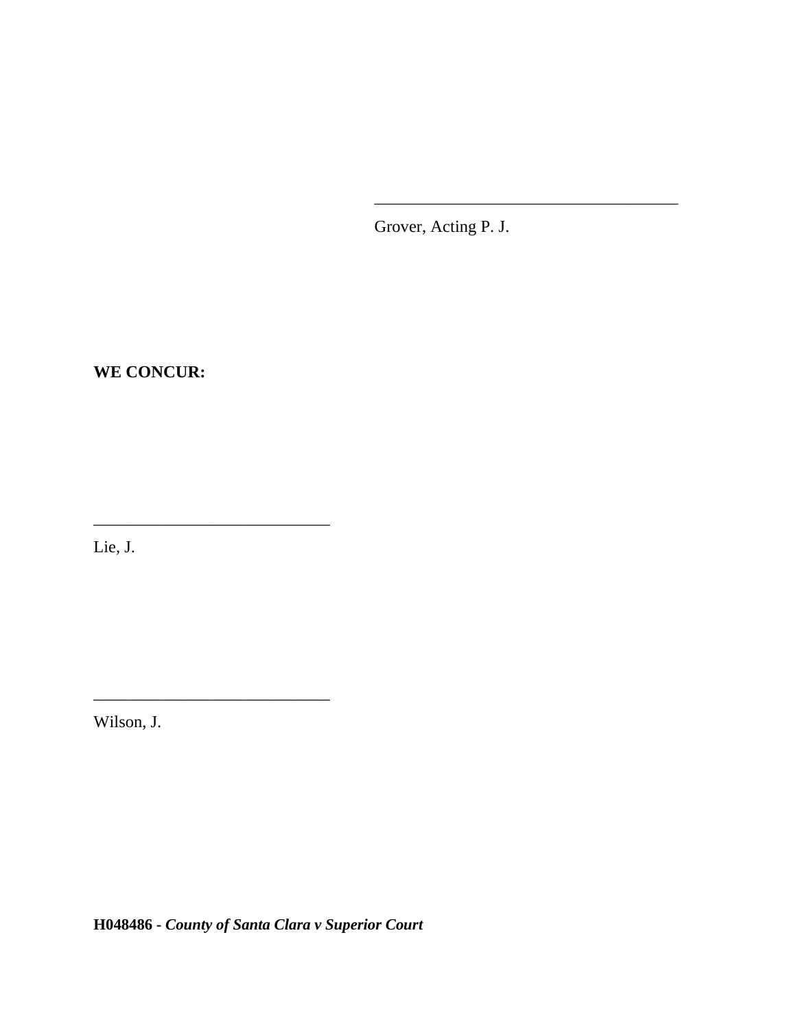\_\_\_\_\_\_\_\_\_\_\_\_\_\_\_\_\_\_\_\_\_\_\_\_\_\_\_\_\_\_\_\_\_\_\_

Grover, Acting P. J.

**WE CONCUR:**

\_\_\_\_\_\_\_\_\_\_\_\_\_\_\_\_\_\_\_\_\_\_\_\_\_\_\_\_

Lie, J.

\_\_\_\_\_\_\_\_\_\_\_\_\_\_\_\_\_\_\_\_\_\_\_\_\_\_\_\_

Wilson, J.

**H048486 - *County of Santa Clara v Superior Court***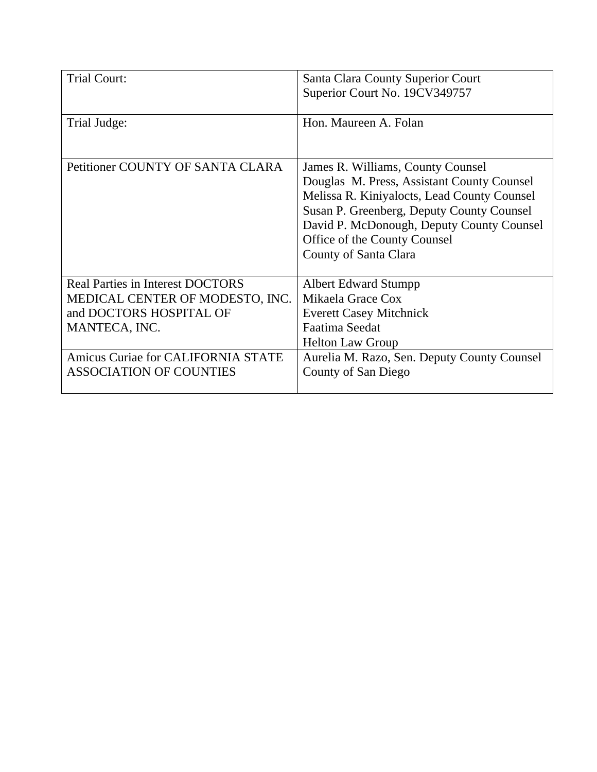| | |
|---|---|
| Trial Court: | Santa Clara County Superior Court<br>Superior Court No. 19CV349757 |
| Trial Judge: | Hon. Maureen A. Folan |
| Petitioner COUNTY OF SANTA CLARA | James R. Williams, County Counsel<br>Douglas M. Press, Assistant County Counsel<br>Melissa R. Kiniyalocts, Lead County Counsel<br>Susan P. Greenberg, Deputy County Counsel<br>David P. McDonough, Deputy County Counsel<br>Office of the County Counsel<br>County of Santa Clara |
| Real Parties in Interest DOCTORS MEDICAL CENTER OF MODESTO, INC. and DOCTORS HOSPITAL OF MANTECA, INC. | Albert Edward Stumpp<br>Mikaela Grace Cox<br>Everett Casey Mitchnick<br>Faatima Seedat<br>Helton Law Group |
| Amicus Curiae for CALIFORNIA STATE ASSOCIATION OF COUNTIES | Aurelia M. Razo, Sen. Deputy County Counsel<br>County of San Diego |